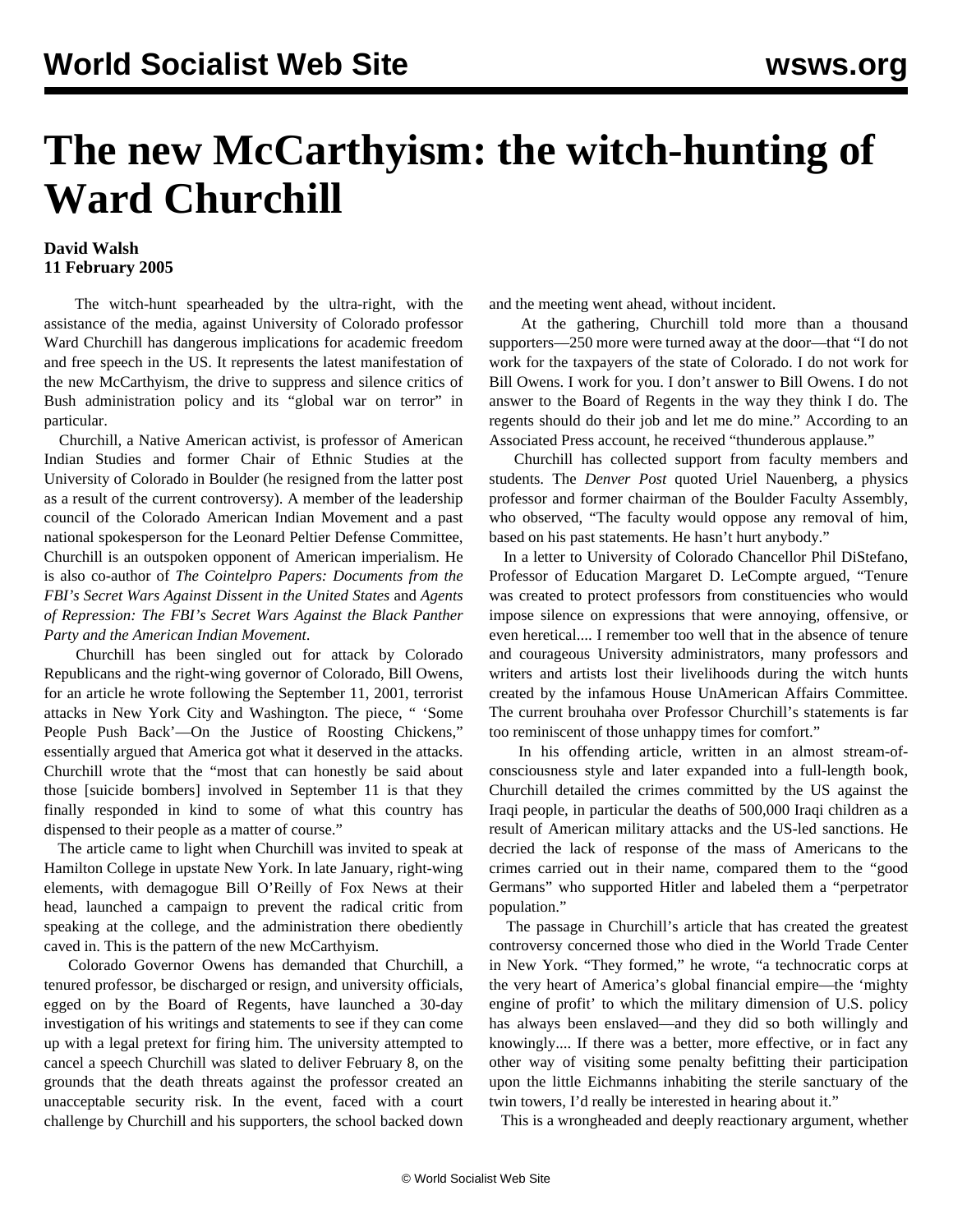# The new McCarthyism: the witch-hunting of Ward Churchill

**David Walsh**
**11 February 2005**

The witch-hunt spearheaded by the ultra-right, with the assistance of the media, against University of Colorado professor Ward Churchill has dangerous implications for academic freedom and free speech in the US. It represents the latest manifestation of the new McCarthyism, the drive to suppress and silence critics of Bush administration policy and its "global war on terror" in particular.

Churchill, a Native American activist, is professor of American Indian Studies and former Chair of Ethnic Studies at the University of Colorado in Boulder (he resigned from the latter post as a result of the current controversy). A member of the leadership council of the Colorado American Indian Movement and a past national spokesperson for the Leonard Peltier Defense Committee, Churchill is an outspoken opponent of American imperialism. He is also co-author of *The Cointelpro Papers: Documents from the FBI's Secret Wars Against Dissent in the United States* and *Agents of Repression: The FBI's Secret Wars Against the Black Panther Party and the American Indian Movement*.

Churchill has been singled out for attack by Colorado Republicans and the right-wing governor of Colorado, Bill Owens, for an article he wrote following the September 11, 2001, terrorist attacks in New York City and Washington. The piece, " 'Some People Push Back'—On the Justice of Roosting Chickens," essentially argued that America got what it deserved in the attacks. Churchill wrote that the "most that can honestly be said about those [suicide bombers] involved in September 11 is that they finally responded in kind to some of what this country has dispensed to their people as a matter of course."

The article came to light when Churchill was invited to speak at Hamilton College in upstate New York. In late January, right-wing elements, with demagogue Bill O'Reilly of Fox News at their head, launched a campaign to prevent the radical critic from speaking at the college, and the administration there obediently caved in. This is the pattern of the new McCarthyism.

Colorado Governor Owens has demanded that Churchill, a tenured professor, be discharged or resign, and university officials, egged on by the Board of Regents, have launched a 30-day investigation of his writings and statements to see if they can come up with a legal pretext for firing him. The university attempted to cancel a speech Churchill was slated to deliver February 8, on the grounds that the death threats against the professor created an unacceptable security risk. In the event, faced with a court challenge by Churchill and his supporters, the school backed down and the meeting went ahead, without incident.

At the gathering, Churchill told more than a thousand supporters—250 more were turned away at the door—that "I do not work for the taxpayers of the state of Colorado. I do not work for Bill Owens. I work for you. I don't answer to Bill Owens. I do not answer to the Board of Regents in the way they think I do. The regents should do their job and let me do mine." According to an Associated Press account, he received "thunderous applause."

Churchill has collected support from faculty members and students. The *Denver Post* quoted Uriel Nauenberg, a physics professor and former chairman of the Boulder Faculty Assembly, who observed, "The faculty would oppose any removal of him, based on his past statements. He hasn't hurt anybody."

In a letter to University of Colorado Chancellor Phil DiStefano, Professor of Education Margaret D. LeCompte argued, "Tenure was created to protect professors from constituencies who would impose silence on expressions that were annoying, offensive, or even heretical.... I remember too well that in the absence of tenure and courageous University administrators, many professors and writers and artists lost their livelihoods during the witch hunts created by the infamous House UnAmerican Affairs Committee. The current brouhaha over Professor Churchill's statements is far too reminiscent of those unhappy times for comfort."

In his offending article, written in an almost stream-of-consciousness style and later expanded into a full-length book, Churchill detailed the crimes committed by the US against the Iraqi people, in particular the deaths of 500,000 Iraqi children as a result of American military attacks and the US-led sanctions. He decried the lack of response of the mass of Americans to the crimes carried out in their name, compared them to the "good Germans" who supported Hitler and labeled them a "perpetrator population."

The passage in Churchill's article that has created the greatest controversy concerned those who died in the World Trade Center in New York. "They formed," he wrote, "a technocratic corps at the very heart of America's global financial empire—the 'mighty engine of profit' to which the military dimension of U.S. policy has always been enslaved—and they did so both willingly and knowingly.... If there was a better, more effective, or in fact any other way of visiting some penalty befitting their participation upon the little Eichmanns inhabiting the sterile sanctuary of the twin towers, I'd really be interested in hearing about it."

This is a wrongheaded and deeply reactionary argument, whether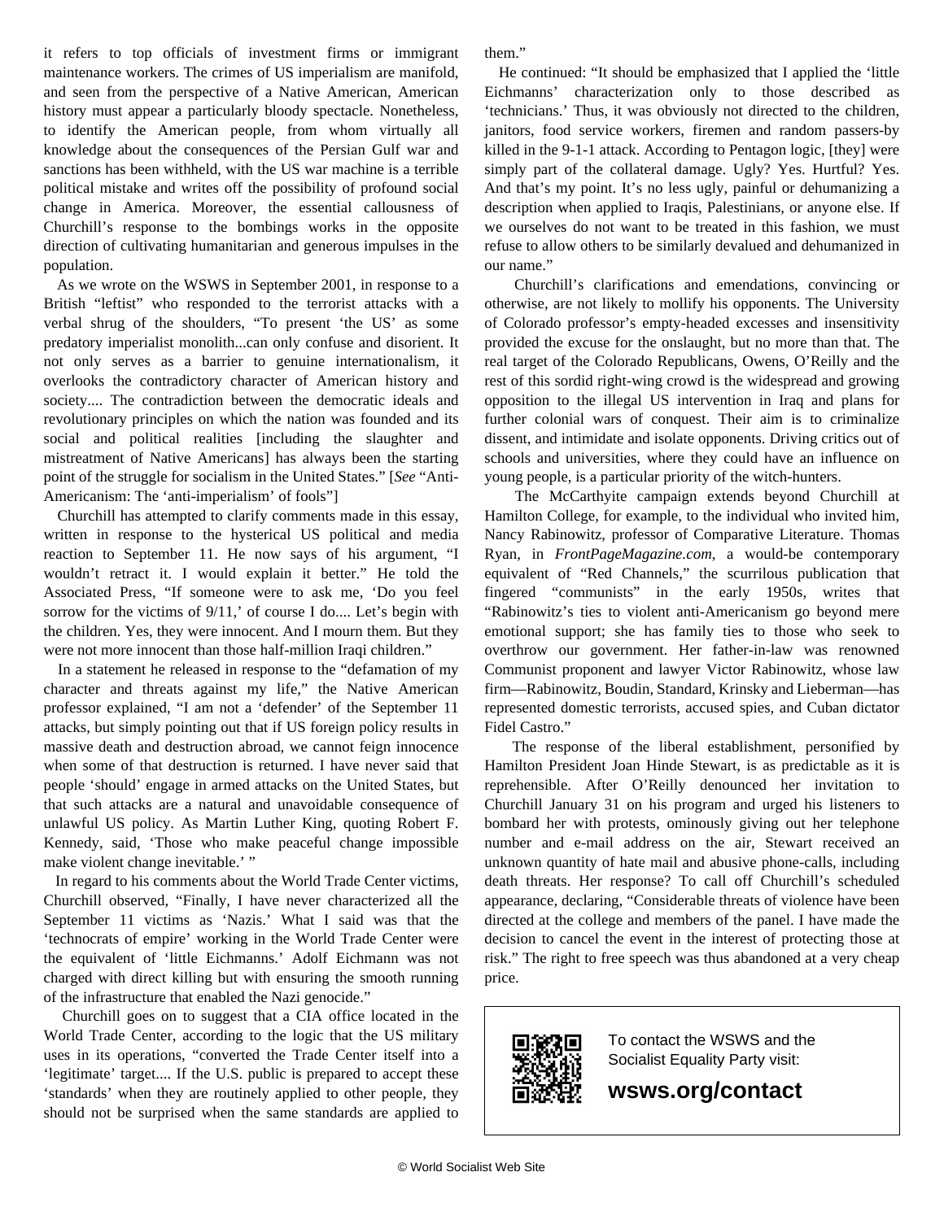it refers to top officials of investment firms or immigrant maintenance workers. The crimes of US imperialism are manifold, and seen from the perspective of a Native American, American history must appear a particularly bloody spectacle. Nonetheless, to identify the American people, from whom virtually all knowledge about the consequences of the Persian Gulf war and sanctions has been withheld, with the US war machine is a terrible political mistake and writes off the possibility of profound social change in America. Moreover, the essential callousness of Churchill's response to the bombings works in the opposite direction of cultivating humanitarian and generous impulses in the population.

As we wrote on the WSWS in September 2001, in response to a British "leftist" who responded to the terrorist attacks with a verbal shrug of the shoulders, "To present 'the US' as some predatory imperialist monolith...can only confuse and disorient. It not only serves as a barrier to genuine internationalism, it overlooks the contradictory character of American history and society.... The contradiction between the democratic ideals and revolutionary principles on which the nation was founded and its social and political realities [including the slaughter and mistreatment of Native Americans] has always been the starting point of the struggle for socialism in the United States." [*See* "Anti-Americanism: The 'anti-imperialism' of fools"]

Churchill has attempted to clarify comments made in this essay, written in response to the hysterical US political and media reaction to September 11. He now says of his argument, "I wouldn't retract it. I would explain it better." He told the Associated Press, "If someone were to ask me, 'Do you feel sorrow for the victims of 9/11,' of course I do.... Let's begin with the children. Yes, they were innocent. And I mourn them. But they were not more innocent than those half-million Iraqi children."

In a statement he released in response to the "defamation of my character and threats against my life," the Native American professor explained, "I am not a 'defender' of the September 11 attacks, but simply pointing out that if US foreign policy results in massive death and destruction abroad, we cannot feign innocence when some of that destruction is returned. I have never said that people 'should' engage in armed attacks on the United States, but that such attacks are a natural and unavoidable consequence of unlawful US policy. As Martin Luther King, quoting Robert F. Kennedy, said, 'Those who make peaceful change impossible make violent change inevitable.' "

In regard to his comments about the World Trade Center victims, Churchill observed, "Finally, I have never characterized all the September 11 victims as 'Nazis.' What I said was that the 'technocrats of empire' working in the World Trade Center were the equivalent of 'little Eichmanns.' Adolf Eichmann was not charged with direct killing but with ensuring the smooth running of the infrastructure that enabled the Nazi genocide."

Churchill goes on to suggest that a CIA office located in the World Trade Center, according to the logic that the US military uses in its operations, "converted the Trade Center itself into a 'legitimate' target.... If the U.S. public is prepared to accept these 'standards' when they are routinely applied to other people, they should not be surprised when the same standards are applied to them."

He continued: "It should be emphasized that I applied the 'little Eichmanns' characterization only to those described as 'technicians.' Thus, it was obviously not directed to the children, janitors, food service workers, firemen and random passers-by killed in the 9-1-1 attack. According to Pentagon logic, [they] were simply part of the collateral damage. Ugly? Yes. Hurtful? Yes. And that's my point. It's no less ugly, painful or dehumanizing a description when applied to Iraqis, Palestinians, or anyone else. If we ourselves do not want to be treated in this fashion, we must refuse to allow others to be similarly devalued and dehumanized in our name."

Churchill's clarifications and emendations, convincing or otherwise, are not likely to mollify his opponents. The University of Colorado professor's empty-headed excesses and insensitivity provided the excuse for the onslaught, but no more than that. The real target of the Colorado Republicans, Owens, O'Reilly and the rest of this sordid right-wing crowd is the widespread and growing opposition to the illegal US intervention in Iraq and plans for further colonial wars of conquest. Their aim is to criminalize dissent, and intimidate and isolate opponents. Driving critics out of schools and universities, where they could have an influence on young people, is a particular priority of the witch-hunters.

The McCarthyite campaign extends beyond Churchill at Hamilton College, for example, to the individual who invited him, Nancy Rabinowitz, professor of Comparative Literature. Thomas Ryan, in *FrontPageMagazine.com*, a would-be contemporary equivalent of "Red Channels," the scurrilous publication that fingered "communists" in the early 1950s, writes that "Rabinowitz's ties to violent anti-Americanism go beyond mere emotional support; she has family ties to those who seek to overthrow our government. Her father-in-law was renowned Communist proponent and lawyer Victor Rabinowitz, whose law firm—Rabinowitz, Boudin, Standard, Krinsky and Lieberman—has represented domestic terrorists, accused spies, and Cuban dictator Fidel Castro."

The response of the liberal establishment, personified by Hamilton President Joan Hinde Stewart, is as predictable as it is reprehensible. After O'Reilly denounced her invitation to Churchill January 31 on his program and urged his listeners to bombard her with protests, ominously giving out her telephone number and e-mail address on the air, Stewart received an unknown quantity of hate mail and abusive phone-calls, including death threats. Her response? To call off Churchill's scheduled appearance, declaring, "Considerable threats of violence have been directed at the college and members of the panel. I have made the decision to cancel the event in the interest of protecting those at risk." The right to free speech was thus abandoned at a very cheap price.

To contact the WSWS and the Socialist Equality Party visit:

**wsws.org/contact**